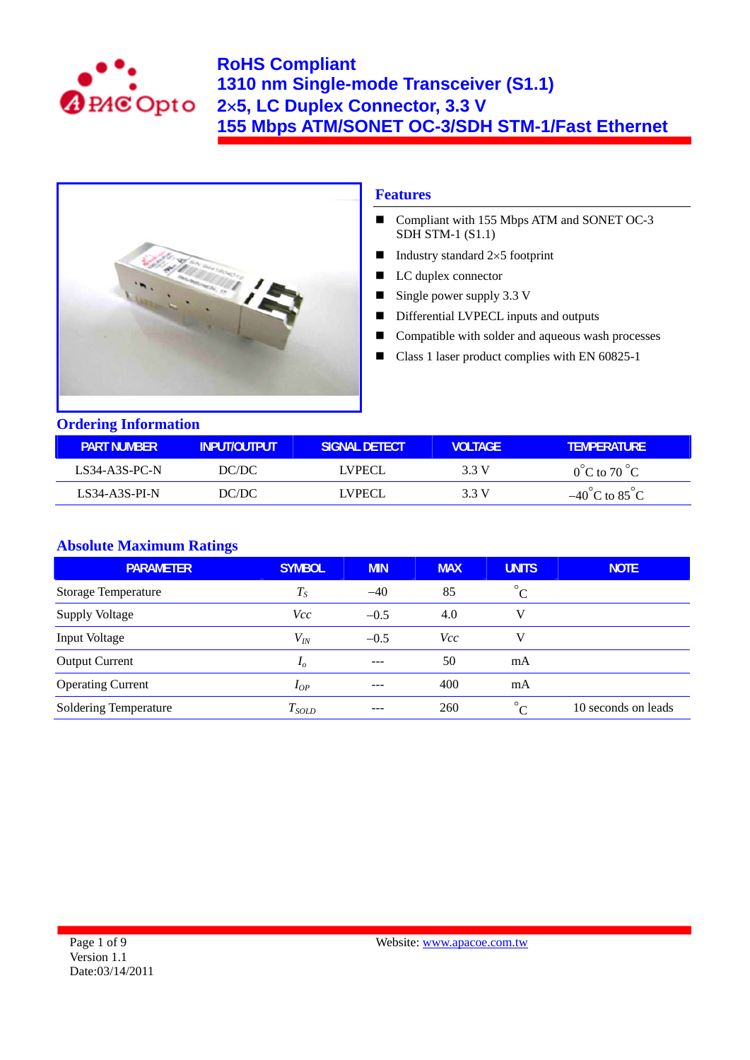# RoHS Compliant
# 1310 nm Single-mode Transceiver (S1.1)
# 2×5, LC Duplex Connector, 3.3 V
# 155 Mbps ATM/SONET OC-3/SDH STM-1/Fast Ethernet

## Features

- Compliant with 155 Mbps ATM and SONET OC-3 SDH STM-1 (S1.1)
- Industry standard 2×5 footprint
- LC duplex connector
- Single power supply 3.3 V
- Differential LVPECL inputs and outputs
- Compatible with solder and aqueous wash processes
- Class 1 laser product complies with EN 60825-1

## Ordering Information

| PART NUMBER | INPUT/OUTPUT | SIGNAL DETECT | VOLTAGE | TEMPERATURE |
|---|---|---|---|---|
| LS34-A3S-PC-N | DC/DC | LVPECL | 3.3 V | 0°C to 70 °C |
| LS34-A3S-PI-N | DC/DC | LVPECL | 3.3 V | –40°C to 85°C |

## Absolute Maximum Ratings

| PARAMETER | SYMBOL | MIN | MAX | UNITS | NOTE |
|---|---|---|---|---|---|
| Storage Temperature | $T_S$ | –40 | 85 | °C | |
| Supply Voltage | $Vcc$ | –0.5 | 4.0 | V | |
| Input Voltage | $V_{IN}$ | –0.5 | $Vcc$ | V | |
| Output Current | $I_o$ | --- | 50 | mA | |
| Operating Current | $I_{OP}$ | --- | 400 | mA | |
| Soldering Temperature | $T_{SOLD}$ | --- | 260 | °C | 10 seconds on leads |

Version 1.1
Date:03/14/2011

Website: www.apacoe.com.tw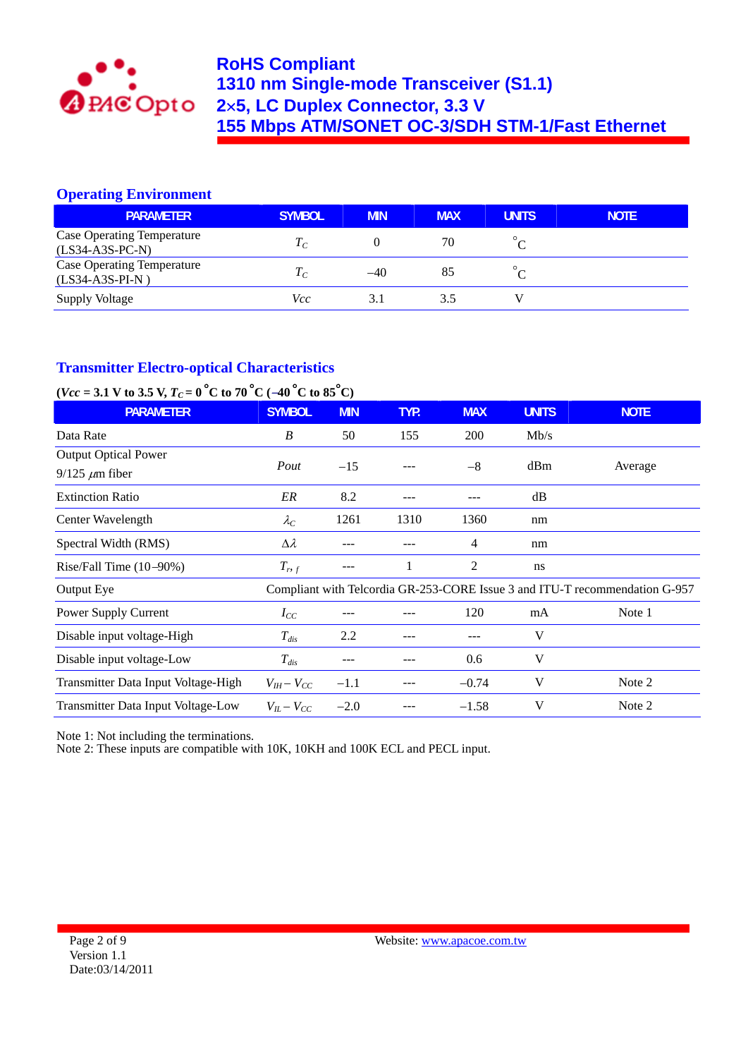## Operating Environment

| PARAMETER | SYMBOL | MIN | MAX | UNITS | NOTE |
|---|---|---|---|---|---|
| Case Operating Temperature (LS34-A3S-PC-N) | $T_C$ | 0 | 70 | °C | |
| Case Operating Temperature (LS34-A3S-PI-N ) | $T_C$ | –40 | 85 | °C | |
| Supply Voltage | $Vcc$ | 3.1 | 3.5 | V | |

## Transmitter Electro-optical Characteristics

**($Vcc$ = 3.1 V to 3.5 V, $T_C$ = 0 °C to 70 °C (–40 °C to 85 °C)**

| PARAMETER | SYMBOL | MIN | TYP. | MAX | UNITS | NOTE |
|---|---|---|---|---|---|---|
| Data Rate | $B$ | 50 | 155 | 200 | Mb/s | |
| Output Optical Power 9/125 $\mu$m fiber | $Pout$ | –15 | --- | –8 | dBm | Average |
| Extinction Ratio | $ER$ | 8.2 | --- | --- | dB | |
| Center Wavelength | $\lambda_C$ | 1261 | 1310 | 1360 | nm | |
| Spectral Width (RMS) | $\Delta\lambda$ | --- | --- | 4 | nm | |
| Rise/Fall Time (10–90%) | $T_{r,f}$ | --- | 1 | 2 | ns | |
| Output Eye | Compliant with Telcordia GR-253-CORE Issue 3 and ITU-T recommendation G-957 | | | | | |
| Power Supply Current | $I_{CC}$ | --- | --- | 120 | mA | Note 1 |
| Disable input voltage-High | $T_{dis}$ | 2.2 | --- | --- | V | |
| Disable input voltage-Low | $T_{dis}$ | --- | --- | 0.6 | V | |
| Transmitter Data Input Voltage-High | $V_{IH} - V_{CC}$ | –1.1 | --- | –0.74 | V | Note 2 |
| Transmitter Data Input Voltage-Low | $V_{IL} - V_{CC}$ | –2.0 | --- | –1.58 | V | Note 2 |

Note 1: Not including the terminations.
Note 2: These inputs are compatible with 10K, 10KH and 100K ECL and PECL input.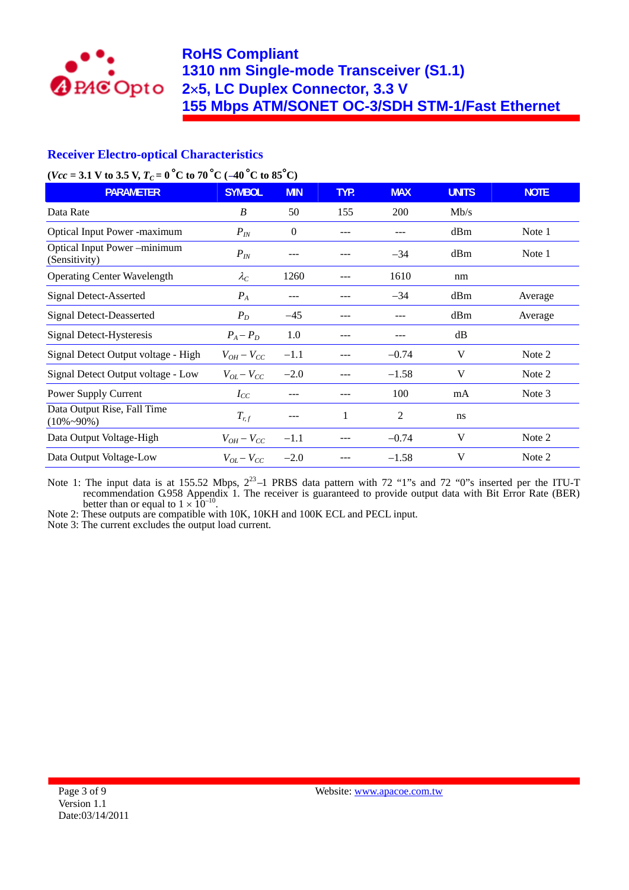## Receiver Electro-optical Characteristics

**($Vcc$ = 3.1 V to 3.5 V, $T_C$ = 0 °C to 70 °C (–40 °C to 85°C)**

| PARAMETER | SYMBOL | MIN | TYP. | MAX | UNITS | NOTE |
|---|---|---|---|---|---|---|
| Data Rate | $B$ | 50 | 155 | 200 | Mb/s | |
| Optical Input Power -maximum | $P_{IN}$ | 0 | --- | --- | dBm | Note 1 |
| Optical Input Power –minimum (Sensitivity) | $P_{IN}$ | --- | --- | –34 | dBm | Note 1 |
| Operating Center Wavelength | $\lambda_C$ | 1260 | --- | 1610 | nm | |
| Signal Detect-Asserted | $P_A$ | --- | --- | –34 | dBm | Average |
| Signal Detect-Deasserted | $P_D$ | –45 | --- | --- | dBm | Average |
| Signal Detect-Hysteresis | $P_A – P_D$ | 1.0 | --- | --- | dB | |
| Signal Detect Output voltage - High | $V_{OH} – V_{CC}$ | –1.1 | --- | –0.74 | V | Note 2 |
| Signal Detect Output voltage - Low | $V_{OL} – V_{CC}$ | –2.0 | --- | –1.58 | V | Note 2 |
| Power Supply Current | $I_{CC}$ | --- | --- | 100 | mA | Note 3 |
| Data Output Rise, Fall Time (10%~90%) | $T_{r,f}$ | --- | 1 | 2 | ns | |
| Data Output Voltage-High | $V_{OH} – V_{CC}$ | –1.1 | --- | –0.74 | V | Note 2 |
| Data Output Voltage-Low | $V_{OL} – V_{CC}$ | –2.0 | --- | –1.58 | V | Note 2 |

Note 1: The input data is at 155.52 Mbps, $2^{23}$–1 PRBS data pattern with 72 “1”s and 72 “0”s inserted per the ITU-T recommendation G.958 Appendix 1. The receiver is guaranteed to provide output data with Bit Error Rate (BER) better than or equal to $1 \times 10^{-10}$.

Note 2: These outputs are compatible with 10K, 10KH and 100K ECL and PECL input.

Note 3: The current excludes the output load current.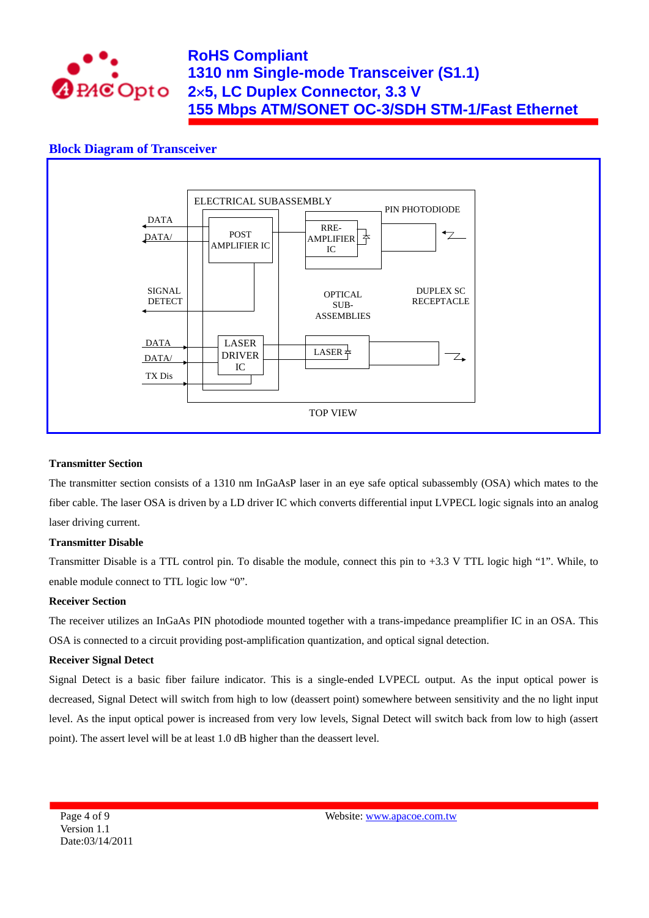## Block Diagram of Transceiver

ELECTRICAL SUBASSEMBLY

DATA
DATA/
POST AMPLIFIER IC
RRE-AMPLIFIER IC
PIN PHOTODIODE
SIGNAL DETECT
OPTICAL SUB-ASSEMBLIES
DUPLEX SC RECEPTACLE
DATA
DATA/
TX Dis
LASER DRIVER IC
LASER

TOP VIEW

**Transmitter Section**

The transmitter section consists of a 1310 nm InGaAsP laser in an eye safe optical subassembly (OSA) which mates to the fiber cable. The laser OSA is driven by a LD driver IC which converts differential input LVPECL logic signals into an analog laser driving current.

**Transmitter Disable**

Transmitter Disable is a TTL control pin. To disable the module, connect this pin to +3.3 V TTL logic high "1". While, to enable module connect to TTL logic low "0".

**Receiver Section**

The receiver utilizes an InGaAs PIN photodiode mounted together with a trans-impedance preamplifier IC in an OSA. This OSA is connected to a circuit providing post-amplification quantization, and optical signal detection.

**Receiver Signal Detect**

Signal Detect is a basic fiber failure indicator. This is a single-ended LVPECL output. As the input optical power is decreased, Signal Detect will switch from high to low (deassert point) somewhere between sensitivity and the no light input level. As the input optical power is increased from very low levels, Signal Detect will switch back from low to high (assert point). The assert level will be at least 1.0 dB higher than the deassert level.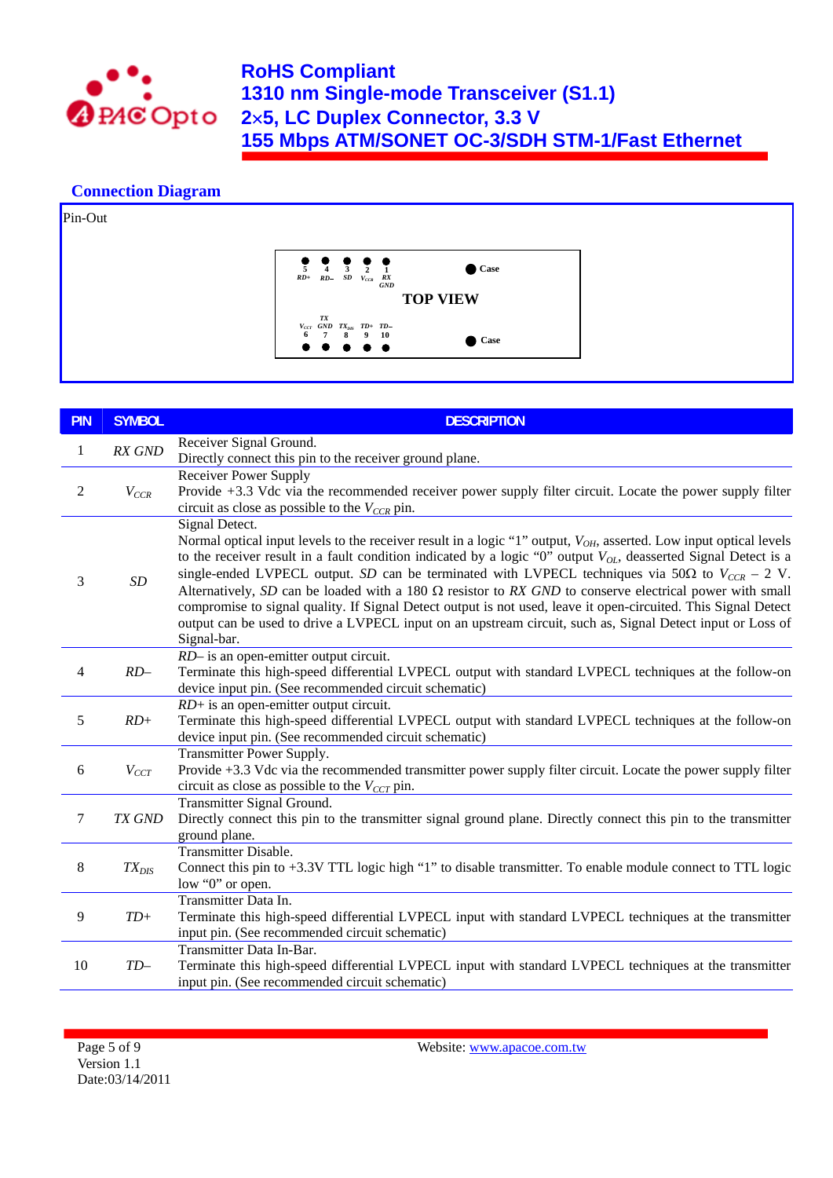## Connection Diagram

Pin-Out

| 5 RD+ | 4 RD– | 3 SD | 2 $V_{CCR}$ | 1 RX GND | Case |
|---|---|---|---|---|---|
| | | TOP VIEW | | | |
| $V_{CCT}$ 6 | TX GND 7 | $TX_{DIS}$ 8 | TD+ 9 | TD– 10 | Case |

| PIN | SYMBOL | DESCRIPTION |
|---|---|---|
| 1 | *RX GND* | Receiver Signal Ground. Directly connect this pin to the receiver ground plane. |
| 2 | $V_{CCR}$ | Receiver Power Supply Provide +3.3 Vdc via the recommended receiver power supply filter circuit. Locate the power supply filter circuit as close as possible to the $V_{CCR}$ pin. |
| 3 | *SD* | Signal Detect. Normal optical input levels to the receiver result in a logic "1" output, $V_{OH}$, asserted. Low input optical levels to the receiver result in a fault condition indicated by a logic "0" output $V_{OL}$, deasserted Signal Detect is a single-ended LVPECL output. *SD* can be terminated with LVPECL techniques via 50Ω to $V_{CCR}$ – 2 V. Alternatively, *SD* can be loaded with a 180 Ω resistor to *RX GND* to conserve electrical power with small compromise to signal quality. If Signal Detect output is not used, leave it open-circuited. This Signal Detect output can be used to drive a LVPECL input on an upstream circuit, such as, Signal Detect input or Loss of Signal-bar. |
| 4 | *RD–* | *RD–* is an open-emitter output circuit. Terminate this high-speed differential LVPECL output with standard LVPECL techniques at the follow-on device input pin. (See recommended circuit schematic) |
| 5 | *RD+* | *RD+* is an open-emitter output circuit. Terminate this high-speed differential LVPECL output with standard LVPECL techniques at the follow-on device input pin. (See recommended circuit schematic) |
| 6 | $V_{CCT}$ | Transmitter Power Supply. Provide +3.3 Vdc via the recommended transmitter power supply filter circuit. Locate the power supply filter circuit as close as possible to the $V_{CCT}$ pin. |
| 7 | *TX GND* | Transmitter Signal Ground. Directly connect this pin to the transmitter signal ground plane. Directly connect this pin to the transmitter ground plane. |
| 8 | $TX_{DIS}$ | Transmitter Disable. Connect this pin to +3.3V TTL logic high "1" to disable transmitter. To enable module connect to TTL logic low "0" or open. |
| 9 | *TD+* | Transmitter Data In. Terminate this high-speed differential LVPECL input with standard LVPECL techniques at the transmitter input pin. (See recommended circuit schematic) |
| 10 | *TD–* | Transmitter Data In-Bar. Terminate this high-speed differential LVPECL input with standard LVPECL techniques at the transmitter input pin. (See recommended circuit schematic) |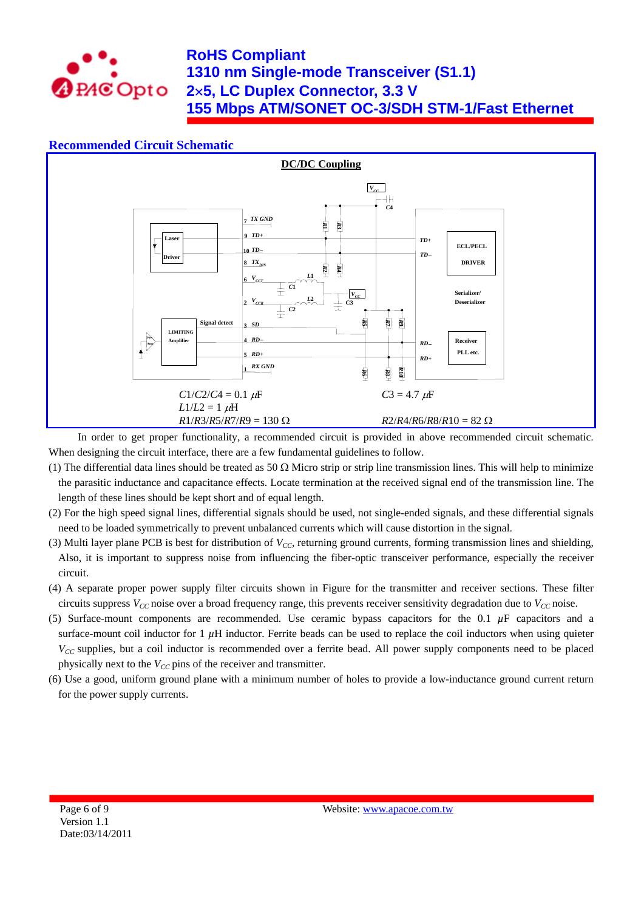## Recommended Circuit Schematic

**DC/DC Coupling**

$C1/C2/C4 = 0.1\ \mu F$ $C3 = 4.7\ \mu F$

$L1/L2 = 1\ \mu H$

$R1/R3/R5/R7/R9 = 130\ \Omega$ $R2/R4/R6/R8/R10 = 82\ \Omega$

In order to get proper functionality, a recommended circuit is provided in above recommended circuit schematic. When designing the circuit interface, there are a few fundamental guidelines to follow.

(1) The differential data lines should be treated as 50 Ω Micro strip or strip line transmission lines. This will help to minimize the parasitic inductance and capacitance effects. Locate termination at the received signal end of the transmission line. The length of these lines should be kept short and of equal length.

(2) For the high speed signal lines, differential signals should be used, not single-ended signals, and these differential signals need to be loaded symmetrically to prevent unbalanced currents which will cause distortion in the signal.

(3) Multi layer plane PCB is best for distribution of $V_{CC}$, returning ground currents, forming transmission lines and shielding, Also, it is important to suppress noise from influencing the fiber-optic transceiver performance, especially the receiver circuit.

(4) A separate proper power supply filter circuits shown in Figure for the transmitter and receiver sections. These filter circuits suppress $V_{CC}$ noise over a broad frequency range, this prevents receiver sensitivity degradation due to $V_{CC}$ noise.

(5) Surface-mount components are recommended. Use ceramic bypass capacitors for the 0.1 $\mu$F capacitors and a surface-mount coil inductor for 1 $\mu$H inductor. Ferrite beads can be used to replace the coil inductors when using quieter $V_{CC}$ supplies, but a coil inductor is recommended over a ferrite bead. All power supply components need to be placed physically next to the $V_{CC}$ pins of the receiver and transmitter.

(6) Use a good, uniform ground plane with a minimum number of holes to provide a low-inductance ground current return for the power supply currents.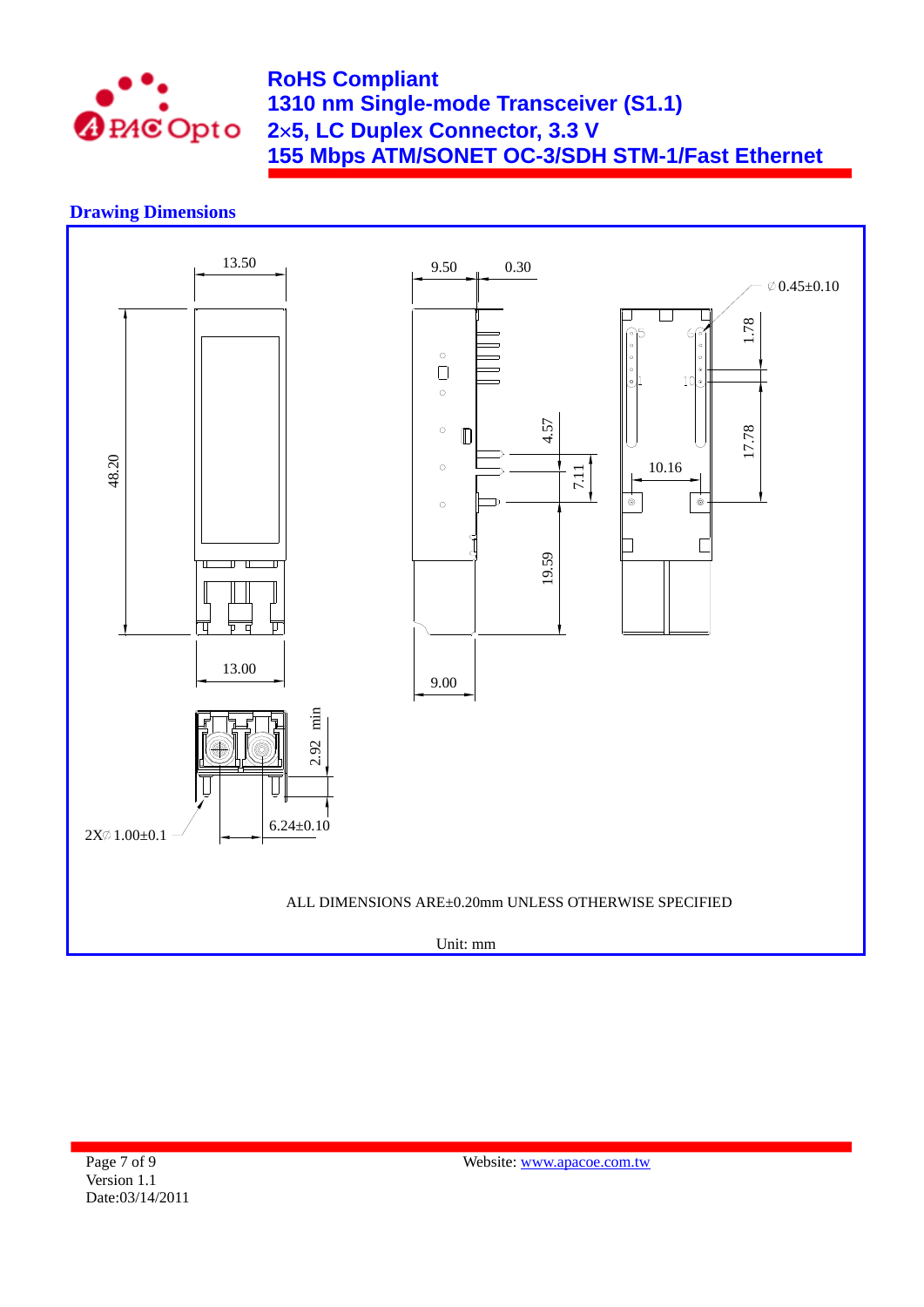## Drawing Dimensions

13.50

9.50 0.30

⌀ 0.45±0.10

48.20

1.78

4.57

17.78

7.11

10.16

19.59

13.00

9.00

2.92 min

2X⌀ 1.00±0.1

6.24±0.10

ALL DIMENSIONS ARE±0.20mm UNLESS OTHERWISE SPECIFIED

Unit: mm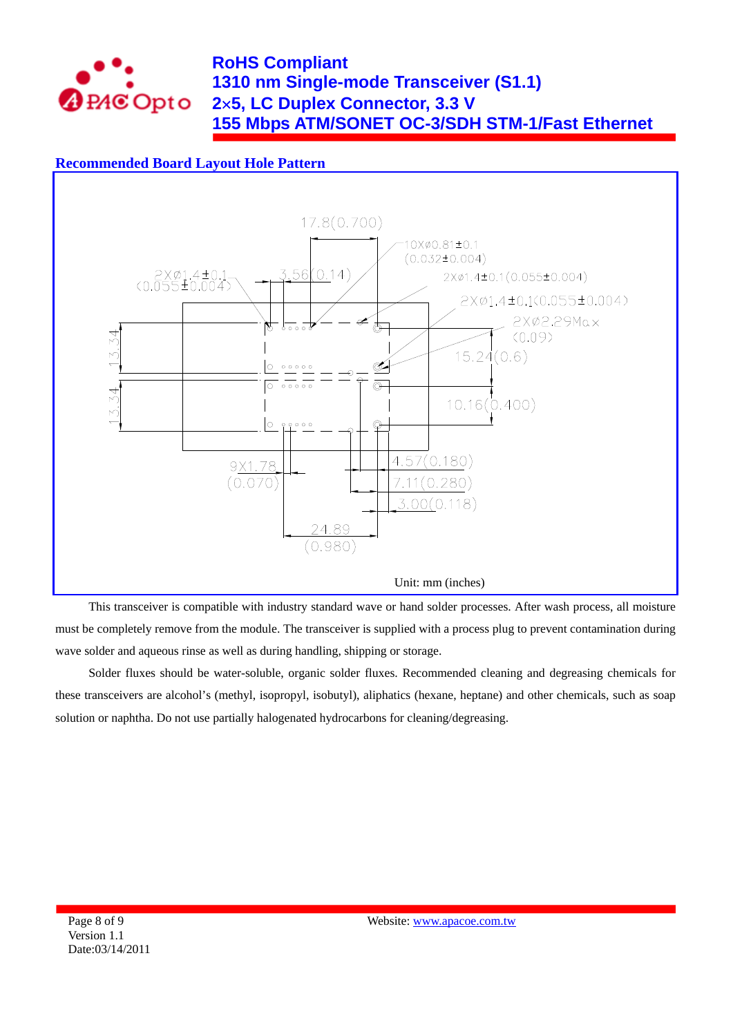## Recommended Board Layout Hole Pattern

17.8(0.700)

10XØ0.81±0.1 (0.032±0.004)

2XØ1.4±0.1 (0.055±0.004)

3.56(0.14)

2XØ1.4±0.1(0.055±0.004)

2XØ1.4±0.1(0.055±0.004)

2XØ2.29Max (0.09)

15.24(0.6)

13.34

13.34

10.16(0.400)

9X1.78 (0.070)

4.57(0.180)

7.11(0.280)

3.00(0.118)

24.89 (0.980)

Unit: mm (inches)

This transceiver is compatible with industry standard wave or hand solder processes. After wash process, all moisture must be completely remove from the module. The transceiver is supplied with a process plug to prevent contamination during wave solder and aqueous rinse as well as during handling, shipping or storage.

Solder fluxes should be water-soluble, organic solder fluxes. Recommended cleaning and degreasing chemicals for these transceivers are alcohol's (methyl, isopropyl, isobutyl), aliphatics (hexane, heptane) and other chemicals, such as soap solution or naphtha. Do not use partially halogenated hydrocarbons for cleaning/degreasing.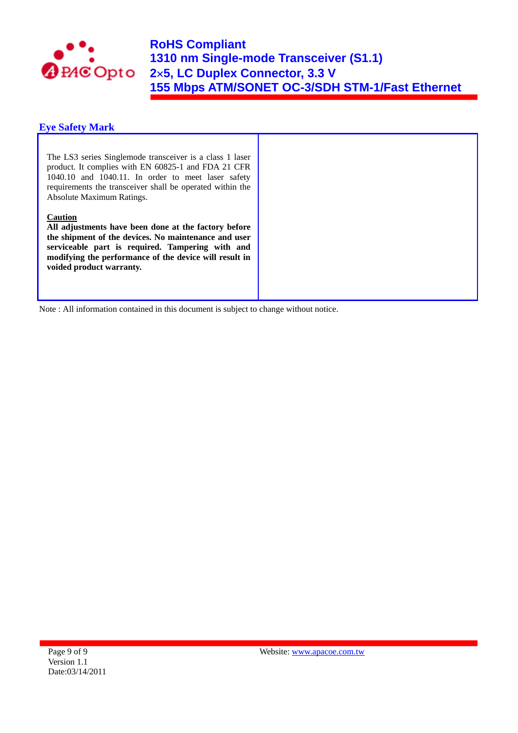## Eye Safety Mark

| | |
|---|---|
| The LS3 series Singlemode transceiver is a class 1 laser product. It complies with EN 60825-1 and FDA 21 CFR 1040.10 and 1040.11. In order to meet laser safety requirements the transceiver shall be operated within the Absolute Maximum Ratings.<br><br>**Caution**<br>**All adjustments have been done at the factory before the shipment of the devices. No maintenance and user serviceable part is required. Tampering with and modifying the performance of the device will result in voided product warranty.** | |

Note : All information contained in this document is subject to change without notice.